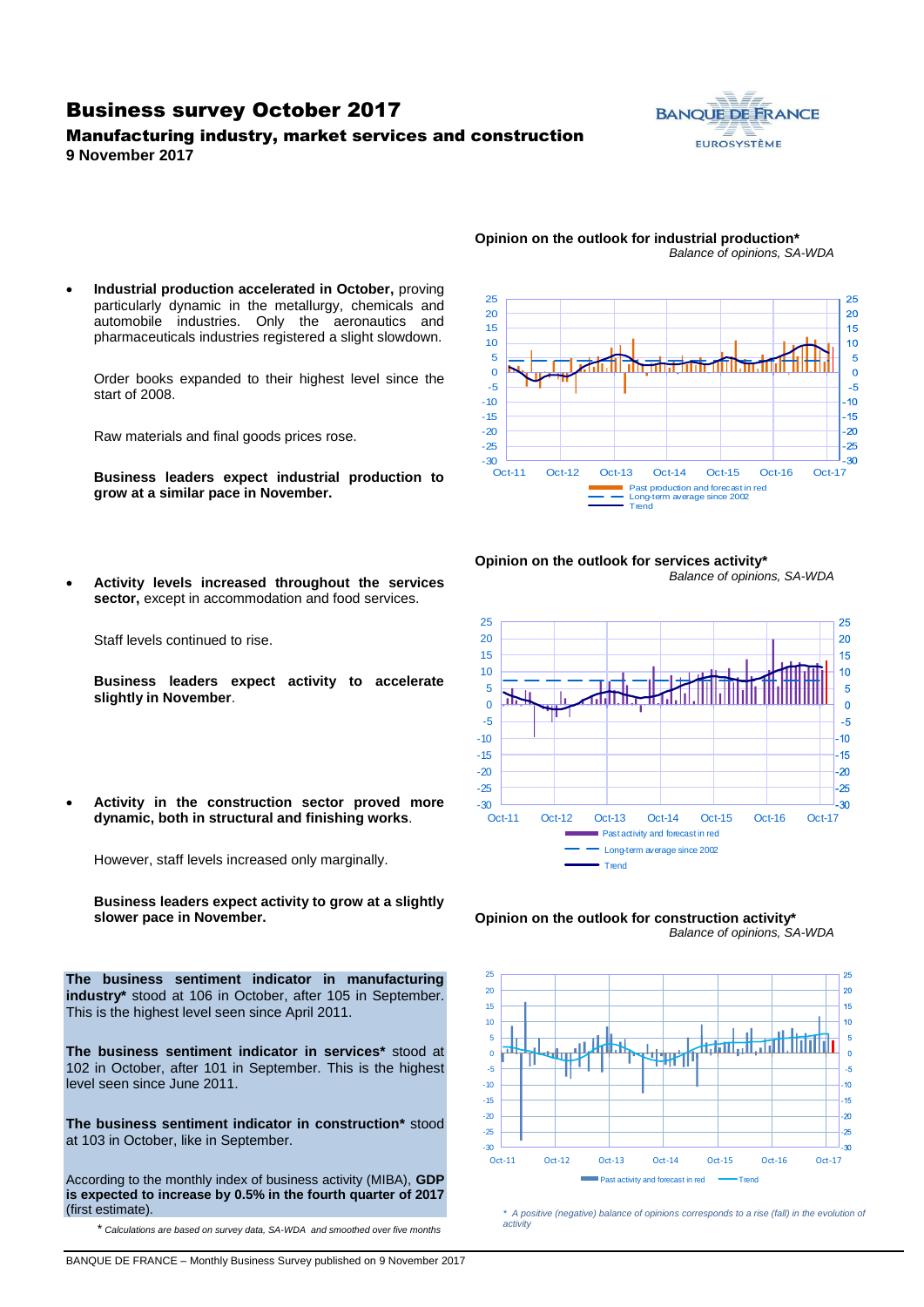# Business survey October 2017

## Manufacturing industry, market services and construction

**9 November 2017**

- **Industrial production accelerated in October,** proving particularly dynamic in the metallurgy, chemicals and automobile industries. Only the aeronautics and pharmaceuticals industries registered a slight slowdown.

  Order books expanded to their highest level since the start of 2008.

  Raw materials and final goods prices rose.

  **Business leaders expect industrial production to grow at a similar pace in November.**

- **Activity levels increased throughout the services sector,** except in accommodation and food services.

  Staff levels continued to rise.

  **Business leaders expect activity to accelerate slightly in November**.

- **Activity in the construction sector proved more dynamic, both in structural and finishing works**.

  However, staff levels increased only marginally.

  **Business leaders expect activity to grow at a slightly slower pace in November.**

**The business sentiment indicator in manufacturing industry*** stood at 106 in October, after 105 in September. This is the highest level seen since April 2011.

**The business sentiment indicator in services*** stood at 102 in October, after 101 in September. This is the highest level seen since June 2011.

**The business sentiment indicator in construction*** stood at 103 in October, like in September.

According to the monthly index of business activity (MIBA), **GDP is expected to increase by 0.5% in the fourth quarter of 2017** (first estimate).

*\* Calculations are based on survey data, SA-WDA and smoothed over five months*

**Opinion on the outlook for industrial production***

*Balance of opinions, SA-WDA*

Past production and forecast in red — Long-term average since 2002 — Trend

**Opinion on the outlook for services activity***

*Balance of opinions, SA-WDA*

Past activity and forecast in red — Long-term average since 2002 — Trend

**Opinion on the outlook for construction activity***

*Balance of opinions, SA-WDA*

Past activity and forecast in red — Trend

*\* A positive (negative) balance of opinions corresponds to a rise (fall) in the evolution of activity*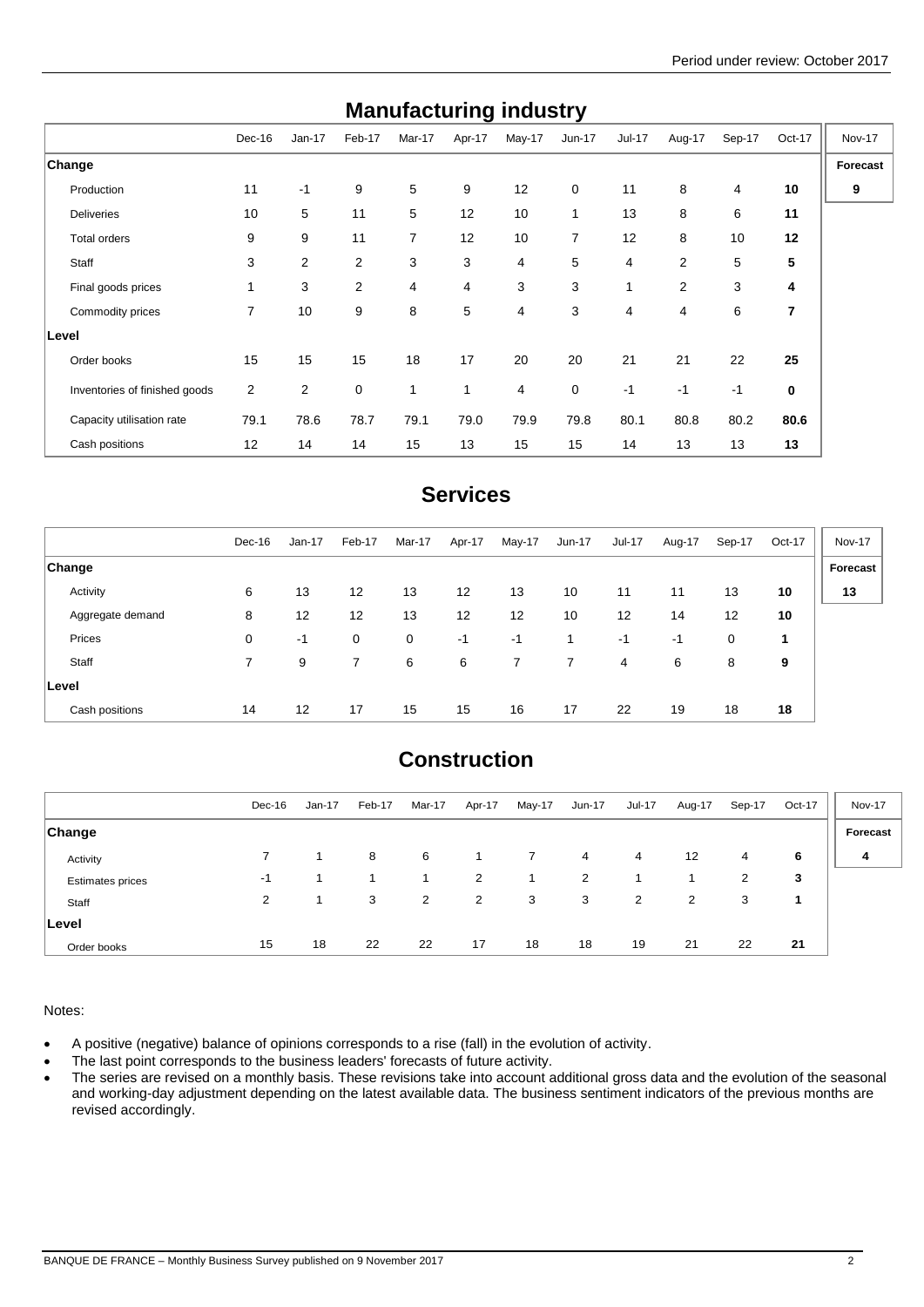## Manufacturing industry

| | Dec-16 | Jan-17 | Feb-17 | Mar-17 | Apr-17 | May-17 | Jun-17 | Jul-17 | Aug-17 | Sep-17 | Oct-17 | Nov-17 |
|---|---|---|---|---|---|---|---|---|---|---|---|---|
| **Change** | | | | | | | | | | | | **Forecast** |
| Production | 11 | -1 | 9 | 5 | 9 | 12 | 0 | 11 | 8 | 4 | **10** | **9** |
| Deliveries | 10 | 5 | 11 | 5 | 12 | 10 | 1 | 13 | 8 | 6 | **11** | |
| Total orders | 9 | 9 | 11 | 7 | 12 | 10 | 7 | 12 | 8 | 10 | **12** | |
| Staff | 3 | 2 | 2 | 3 | 3 | 4 | 5 | 4 | 2 | 5 | **5** | |
| Final goods prices | 1 | 3 | 2 | 4 | 4 | 3 | 3 | 1 | 2 | 3 | **4** | |
| Commodity prices | 7 | 10 | 9 | 8 | 5 | 4 | 3 | 4 | 4 | 6 | **7** | |
| **Level** | | | | | | | | | | | | |
| Order books | 15 | 15 | 15 | 18 | 17 | 20 | 20 | 21 | 21 | 22 | **25** | |
| Inventories of finished goods | 2 | 2 | 0 | 1 | 1 | 4 | 0 | -1 | -1 | -1 | **0** | |
| Capacity utilisation rate | 79.1 | 78.6 | 78.7 | 79.1 | 79.0 | 79.9 | 79.8 | 80.1 | 80.8 | 80.2 | **80.6** | |
| Cash positions | 12 | 14 | 14 | 15 | 13 | 15 | 15 | 14 | 13 | 13 | **13** | |

## Services

| | Dec-16 | Jan-17 | Feb-17 | Mar-17 | Apr-17 | May-17 | Jun-17 | Jul-17 | Aug-17 | Sep-17 | Oct-17 | Nov-17 |
|---|---|---|---|---|---|---|---|---|---|---|---|---|
| **Change** | | | | | | | | | | | | **Forecast** |
| Activity | 6 | 13 | 12 | 13 | 12 | 13 | 10 | 11 | 11 | 13 | **10** | **13** |
| Aggregate demand | 8 | 12 | 12 | 13 | 12 | 12 | 10 | 12 | 14 | 12 | **10** | |
| Prices | 0 | -1 | 0 | 0 | -1 | -1 | 1 | -1 | -1 | 0 | **1** | |
| Staff | 7 | 9 | 7 | 6 | 6 | 7 | 7 | 4 | 6 | 8 | **9** | |
| **Level** | | | | | | | | | | | | |
| Cash positions | 14 | 12 | 17 | 15 | 15 | 16 | 17 | 22 | 19 | 18 | **18** | |

## Construction

| | Dec-16 | Jan-17 | Feb-17 | Mar-17 | Apr-17 | May-17 | Jun-17 | Jul-17 | Aug-17 | Sep-17 | Oct-17 | Nov-17 |
|---|---|---|---|---|---|---|---|---|---|---|---|---|
| **Change** | | | | | | | | | | | | **Forecast** |
| Activity | 7 | 1 | 8 | 6 | 1 | 7 | 4 | 4 | 12 | 4 | **6** | **4** |
| Estimates prices | -1 | 1 | 1 | 1 | 2 | 1 | 2 | 1 | 1 | 2 | **3** | |
| Staff | 2 | 1 | 3 | 2 | 2 | 3 | 3 | 2 | 2 | 3 | **1** | |
| **Level** | | | | | | | | | | | | |
| Order books | 15 | 18 | 22 | 22 | 17 | 18 | 18 | 19 | 21 | 22 | **21** | |

Notes:

- A positive (negative) balance of opinions corresponds to a rise (fall) in the evolution of activity.
- The last point corresponds to the business leaders' forecasts of future activity.
- The series are revised on a monthly basis. These revisions take into account additional gross data and the evolution of the seasonal and working-day adjustment depending on the latest available data. The business sentiment indicators of the previous months are revised accordingly.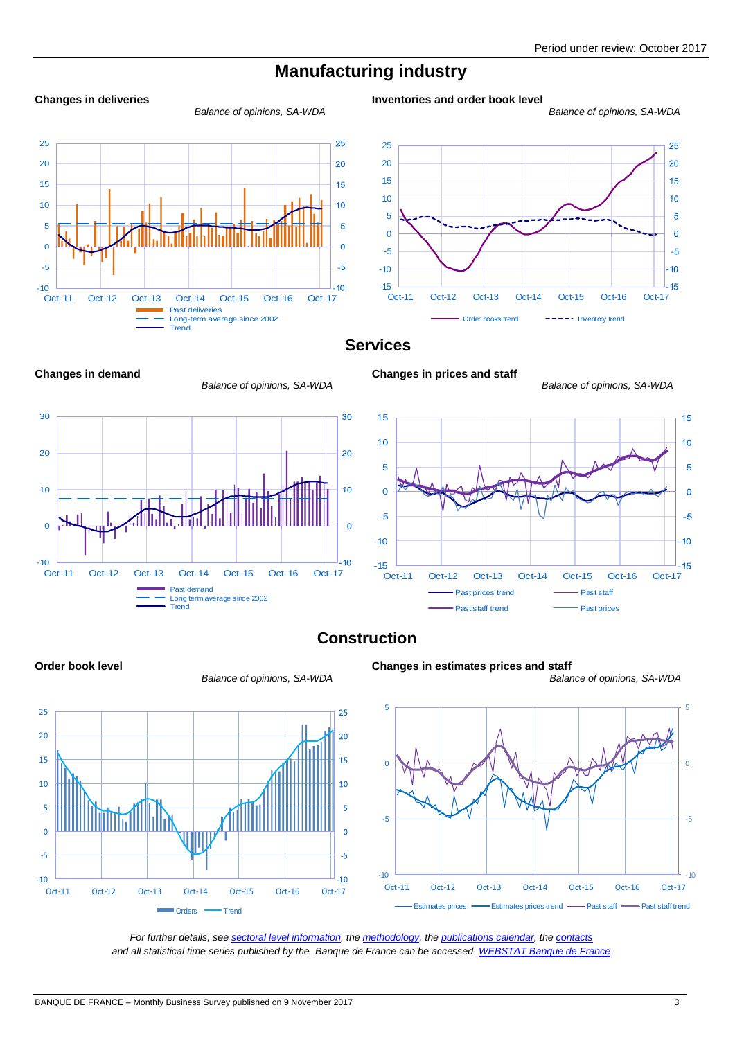Period under review: October 2017

# Manufacturing industry

**Changes in deliveries**

*Balance of opinions, SA-WDA*

25
20
15
10
5
0
-5
-10

Oct-11 Oct-12 Oct-13 Oct-14 Oct-15 Oct-16 Oct-17

Past deliveries
Long-term average since 2002
Trend

**Inventories and order book level**

*Balance of opinions, SA-WDA*

25
20
15
10
5
0
-5
-10
-15

Oct-11 Oct-12 Oct-13 Oct-14 Oct-15 Oct-16 Oct-17

Order books trend
Inventory trend

# Services

**Changes in demand**

*Balance of opinions, SA-WDA*

30
20
10
0
-10

Oct-11 Oct-12 Oct-13 Oct-14 Oct-15 Oct-16 Oct-17

Past demand
Long term average since 2002
Trend

**Changes in prices and staff**

*Balance of opinions, SA-WDA*

15
10
5
0
-5
-10
-15

Oct-11 Oct-12 Oct-13 Oct-14 Oct-15 Oct-16 Oct-17

Past prices trend
Past staff
Past staff trend
Past prices

# Construction

**Order book level**

*Balance of opinions, SA-WDA*

25
20
15
10
5
0
-5
-10

Oct-11 Oct-12 Oct-13 Oct-14 Oct-15 Oct-16 Oct-17

Orders
Trend

**Changes in estimates prices and staff**

*Balance of opinions, SA-WDA*

5
0
-5
-10

Oct-11 Oct-12 Oct-13 Oct-14 Oct-15 Oct-16 Oct-17

Estimates prices
Estimates prices trend
Past staff
Past staff trend

*For further details, see [sectoral level information](), the [methodology](), the [publications calendar](), the [contacts]() and all statistical time series published by the Banque de France can be accessed [WEBSTAT Banque de France]()*

BANQUE DE FRANCE – Monthly Business Survey published on 9 November 2017